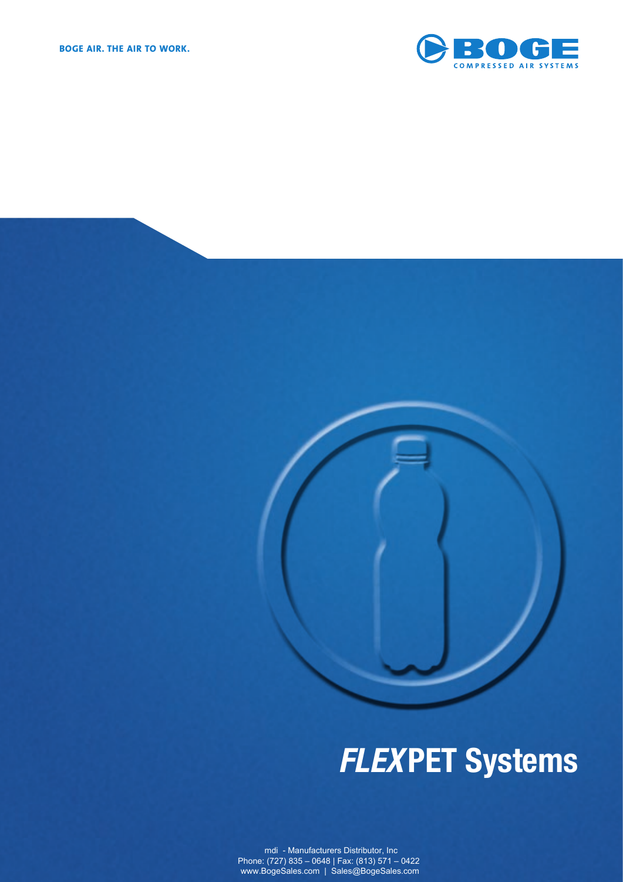BOGE AIR. THE AIR TO WORK.

BOGE COMPRESSED AIR SYSTEMS

# *FLEX*PET Systems

mdi - Manufacturers Distributor, Inc
Phone: (727) 835 – 0648 | Fax: (813) 571 – 0422
www.BogeSales.com | Sales@BogeSales.com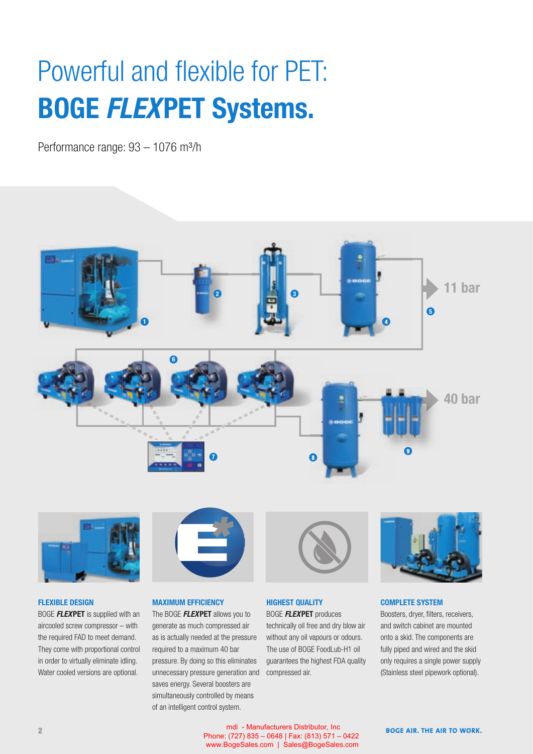# Powerful and flexible for PET:
# BOGE *FLEX*PET Systems.

Performance range: 93 – 1076 m³/h

11 bar

40 bar

### FLEXIBLE DESIGN

BOGE ***FLEX*****PET** is supplied with an aircooled screw compressor – with the required FAD to meet demand. They come with proportional control in order to virtually eliminate idling. Water cooled versions are optional.

### MAXIMUM EFFICIENCY

The BOGE ***FLEX*****PET** allows you to generate as much compressed air as is actually needed at the pressure required to a maximum 40 bar pressure. By doing so this eliminates unnecessary pressure generation and saves energy. Several boosters are simultaneously controlled by means of an intelligent control system.

### HIGHEST QUALITY

BOGE ***FLEX*****PET** produces technically oil free and dry blow air without any oil vapours or odours. The use of BOGE FoodLub-H1 oil guarantees the highest FDA quality compressed air.

### COMPLETE SYSTEM

Boosters, dryer, filters, receivers, and switch cabinet are mounted onto a skid. The components are fully piped and wired and the skid only requires a single power supply (Stainless steel pipework optional).

mdi - Manufacturers Distributor, Inc
Phone: (727) 835 – 0648 | Fax: (813) 571 – 0422
www.BogeSales.com | Sales@BogeSales.com

**BOGE AIR. THE AIR TO WORK.**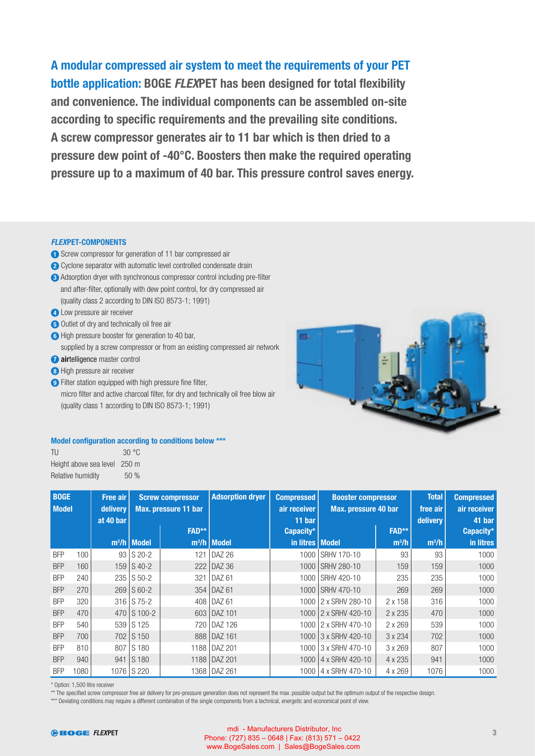**A modular compressed air system to meet the requirements of your PET bottle application: BOGE *FLEX*PET has been designed for total flexibility and convenience. The individual components can be assembled on-site according to specific requirements and the prevailing site conditions. A screw compressor generates air to 11 bar which is then dried to a pressure dew point of -40°C. Boosters then make the required operating pressure up to a maximum of 40 bar. This pressure control saves energy.**

### *FLEX*PET-COMPONENTS

1. Screw compressor for generation of 11 bar compressed air
2. Cyclone separator with automatic level controlled condensate drain
3. Adsorption dryer with synchronous compressor control including pre-filter and after-filter, optionally with dew point control, for dry compressed air (quality class 2 according to DIN ISO 8573-1; 1991)
4. Low pressure air receiver
5. Outlet of dry and technically oil free air
6. High pressure booster for generation to 40 bar, supplied by a screw compressor or from an existing compressed air network
7. **air**telligence master control
8. High pressure air receiver
9. Filter station equipped with high pressure fine filter, micro filter and active charcoal filter, for dry and technically oil free blow air (quality class 1 according to DIN ISO 8573-1; 1991)

**Model configuration according to conditions below \*\*\***

TU 30 °C
Height above sea level 250 m
Relative humidity 50 %

| BOGE Model | | Free air delivery at 40 bar | Screw compressor Max. pressure 11 bar | | Adsorption dryer | Compressed air receiver 11 bar | Booster compressor Max. pressure 40 bar | | Total free air delivery | Compressed air receiver 41 bar |
|---|---|---|---|---|---|---|---|---|---|---|
| | | m³/h | Model | FAD** m³/h | Model | Capacity* in litres | Model | FAD** m³/h | m³/h | Capacity* in litres |
| BFP | 100 | 93 | S 20-2 | 121 | DAZ 26 | 1000 | SRHV 170-10 | 93 | 93 | 1000 |
| BFP | 160 | 159 | S 40-2 | 222 | DAZ 36 | 1000 | SRHV 280-10 | 159 | 159 | 1000 |
| BFP | 240 | 235 | S 50-2 | 321 | DAZ 61 | 1000 | SRHV 420-10 | 235 | 235 | 1000 |
| BFP | 270 | 269 | S 60-2 | 354 | DAZ 61 | 1000 | SRHV 470-10 | 269 | 269 | 1000 |
| BFP | 320 | 316 | S 75-2 | 408 | DAZ 61 | 1000 | 2 x SRHV 280-10 | 2 x 158 | 316 | 1000 |
| BFP | 470 | 470 | S 100-2 | 603 | DAZ 101 | 1000 | 2 x SRHV 420-10 | 2 x 235 | 470 | 1000 |
| BFP | 540 | 539 | S 125 | 720 | DAZ 126 | 1000 | 2 x SRHV 470-10 | 2 x 269 | 539 | 1000 |
| BFP | 700 | 702 | S 150 | 888 | DAZ 161 | 1000 | 3 x SRHV 420-10 | 3 x 234 | 702 | 1000 |
| BFP | 810 | 807 | S 180 | 1188 | DAZ 201 | 1000 | 3 x SRHV 470-10 | 3 x 269 | 807 | 1000 |
| BFP | 940 | 941 | S 180 | 1188 | DAZ 201 | 1000 | 4 x SRHV 420-10 | 4 x 235 | 941 | 1000 |
| BFP | 1080 | 1076 | S 220 | 1368 | DAZ 261 | 1000 | 4 x SRHV 470-10 | 4 x 269 | 1076 | 1000 |

\* Option: 1,500 litre receiver
\*\* The specified screw compressor free air delivery for pre-pressure generation does not represent the max. possible output but the optimum output of the respective design.
\*\*\* Deviating conditions may require a different combination of the single components from a technical, energetic and economical point of view.

mdi - Manufacturers Distributor, Inc
Phone: (727) 835 – 0648 | Fax: (813) 571 – 0422
www.BogeSales.com | Sales@BogeSales.com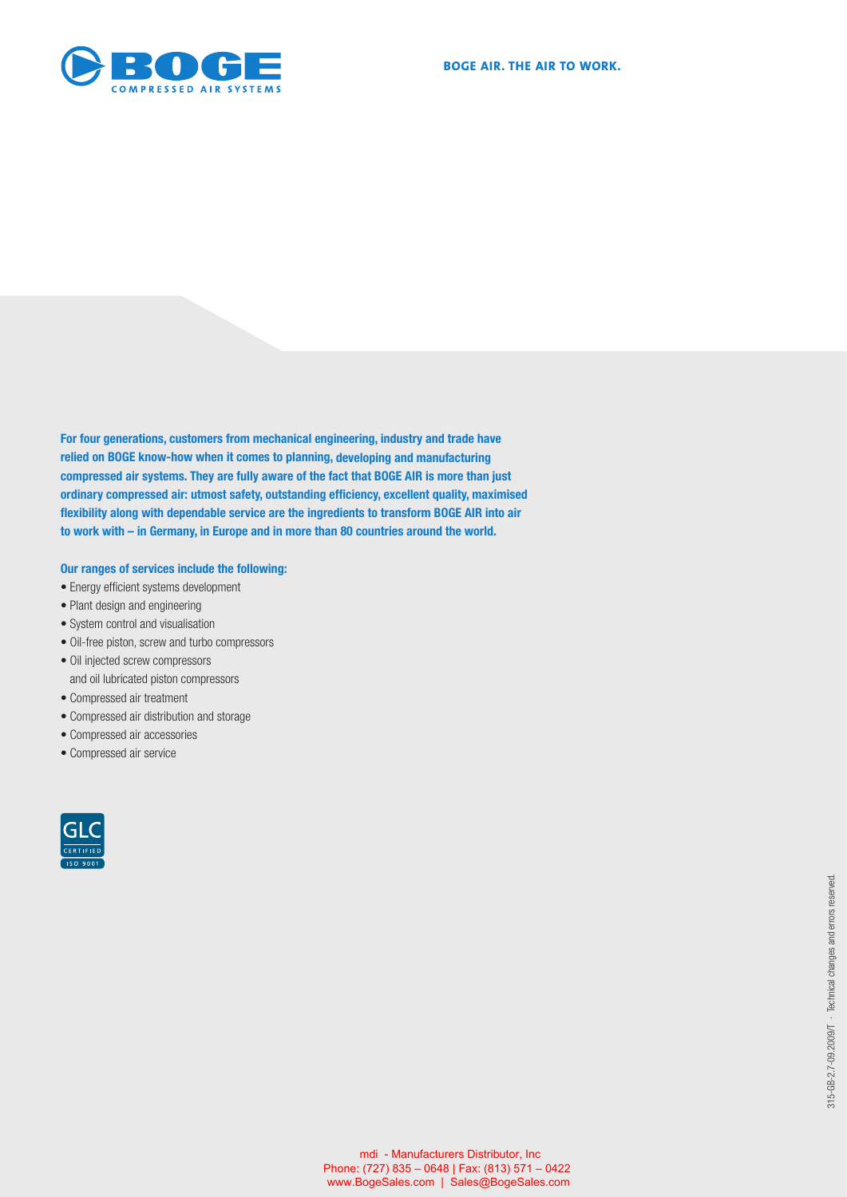BOGE COMPRESSED AIR SYSTEMS

**BOGE AIR. THE AIR TO WORK.**

**For four generations, customers from mechanical engineering, industry and trade have relied on BOGE know-how when it comes to planning, developing and manufacturing compressed air systems. They are fully aware of the fact that BOGE AIR is more than just ordinary compressed air: utmost safety, outstanding efficiency, excellent quality, maximised flexibility along with dependable service are the ingredients to transform BOGE AIR into air to work with – in Germany, in Europe and in more than 80 countries around the world.**

**Our ranges of services include the following:**

- Energy efficient systems development
- Plant design and engineering
- System control and visualisation
- Oil-free piston, screw and turbo compressors
- Oil injected screw compressors and oil lubricated piston compressors
- Compressed air treatment
- Compressed air distribution and storage
- Compressed air accessories
- Compressed air service

GLC CERTIFIED ISO 9001

315-GB-2.7-09.2009/T · Technical changes and errors reserved.

mdi - Manufacturers Distributor, Inc
Phone: (727) 835 – 0648 | Fax: (813) 571 – 0422
www.BogeSales.com | Sales@BogeSales.com